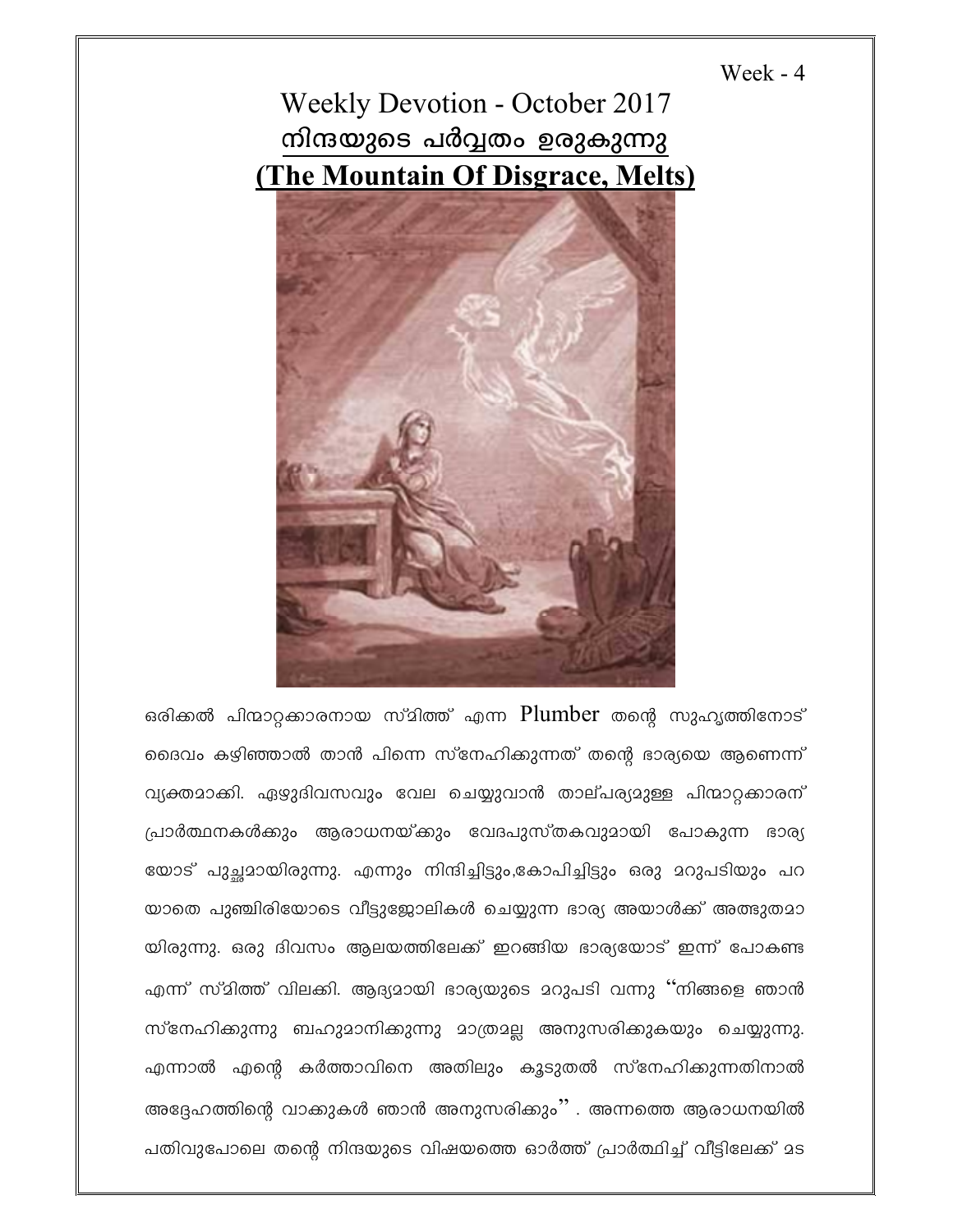Week - 4

# Weekly Devotion - October 2017

## നിന്ദയുടെ പർവ്വതം ഉരുകുന്നു

## (The Mountain Of Disgrace, Melts)

ഒരിക്കൽ പിന്മാറ്റക്കാരനായ സ്മിത്ത് എന്ന Plumber തന്റെ സുഹൃത്തിനോട് ദൈവം കഴിഞ്ഞാൽ താൻ പിന്നെ സ്നേഹിക്കുന്നത് തന്റെ ഭാര്യയെ ആണെന്ന് വ്യക്തമാക്കി. ഏഴുദിവസവും വേല ചെയ്യുവാൻ താല്പര്യമുള്ള പിന്മാറ്റക്കാരന് പ്രാർത്ഥനകൾക്കും ആരാധനയ്ക്കും വേദപുസ്തകവുമായി പോകുന്ന ഭാര്യ യോട് പുച്ഛമായിരുന്നു. എന്നും നിന്ദിച്ചിട്ടും,കോപിച്ചിട്ടും ഒരു മറുപടിയും പറ യാതെ പുഞ്ചിരിയോടെ വീട്ടുജോലികൾ ചെയ്യുന്ന ഭാര്യ അയാൾക്ക് അത്ഭുതമാ യിരുന്നു. ഒരു ദിവസം ആലയത്തിലേക്ക് ഇറങ്ങിയ ഭാര്യയോട് ഇന്ന് പോകണ്ട എന്ന് സ്മിത്ത് വിലക്കി. ആദ്യമായി ഭാര്യയുടെ മറുപടി വന്നു "നിങ്ങളെ ഞാൻ സ്നേഹിക്കുന്നു ബഹുമാനിക്കുന്നു മാത്രമല്ല അനുസരിക്കുകയും ചെയ്യുന്നു. എന്നാൽ എന്റെ കർത്താവിനെ അതിലും കൂടുതൽ സ്നേഹിക്കുന്നതിനാൽ അദ്ദേഹത്തിന്റെ വാക്കുകൾ ഞാൻ അനുസരിക്കും" . അന്നത്തെ ആരാധനയിൽ പതിവുപോലെ തന്റെ നിന്ദയുടെ വിഷയത്തെ ഓർത്ത് പ്രാർത്ഥിച്ച് വീട്ടിലേക്ക് മട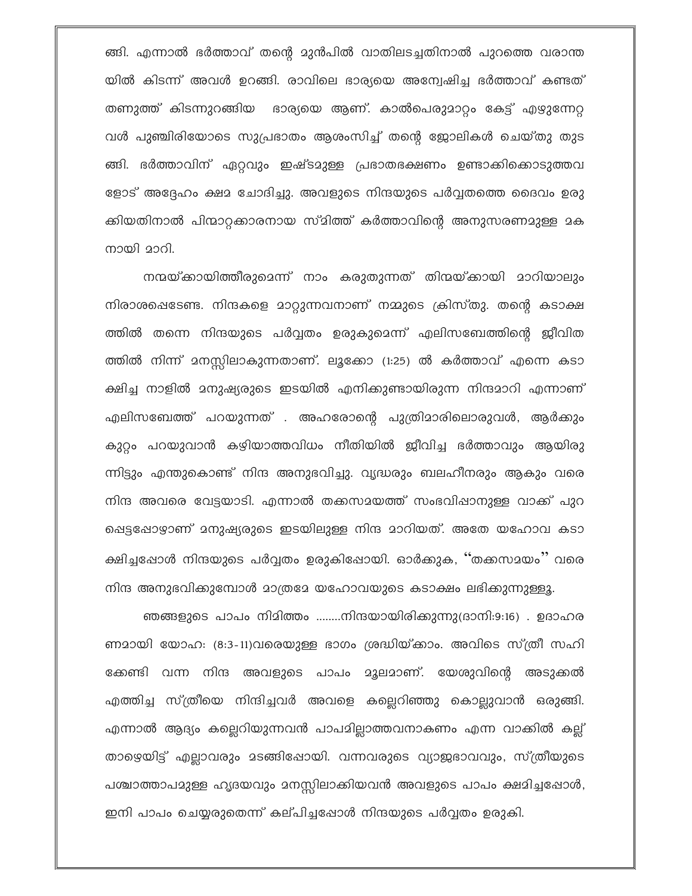ങ്ങി. എന്നാൽ ഭർത്താവ് തന്റെ മുൻപിൽ വാതിലടച്ചതിനാൽ പുറത്തെ വരാന്തയിൽ കിടന്ന് അവൾ ഉറങ്ങി. രാവിലെ ഭാര്യയെ അന്വേഷിച്ച ഭർത്താവ് കണ്ടത് തണുത്ത് കിടന്നുറങ്ങിയ ഭാര്യയെ ആണ്. കാൽപെരുമാറ്റം കേട്ട് എഴുന്നേറ്റവൾ പുഞ്ചിരിയോടെ സുപ്രഭാതം ആശംസിച്ച് തന്റെ ജോലികൾ ചെയ്തു തുടങ്ങി. ഭർത്താവിന് ഏറ്റവും ഇഷ്ടമുള്ള പ്രഭാതഭക്ഷണം ഉണ്ടാക്കിക്കൊടുത്തവളോട് അദ്ദേഹം ക്ഷമ ചോദിച്ചു. അവളുടെ നിന്ദയുടെ പർവ്വതത്തെ ദൈവം ഉരുക്കിയതിനാൽ പിന്മാറ്റക്കാരനായ സ്മിത്ത് കർത്താവിന്റെ അനുസരണമുള്ള മകനായി മാറി.

നന്മയ്ക്കായിത്തീരുമെന്ന് നാം കരുതുന്നത് തിന്മയ്ക്കായി മാറിയാലും നിരാശപ്പെടേണ്ട. നിന്ദകളെ മാറ്റുന്നവനാണ് നമ്മുടെ ക്രിസ്തു. തന്റെ കടാക്ഷത്തിൽ തന്നെ നിന്ദയുടെ പർവ്വതം ഉരുകുമെന്ന് എലിസബേത്തിന്റെ ജീവിതത്തിൽ നിന്ന് മനസ്സിലാകുന്നതാണ്. ലൂക്കോ (1:25) ൽ കർത്താവ് എന്നെ കടാക്ഷിച്ച നാളിൽ മനുഷ്യരുടെ ഇടയിൽ എനിക്കുണ്ടായിരുന്ന നിന്ദമാറി എന്നാണ് എലിസബേത്ത് പറയുന്നത് . അഹരോന്റെ പുത്രിമാരിലൊരുവൾ, ആർക്കും കുറ്റം പറയുവാൻ കഴിയാത്തവിധം നീതിയിൽ ജീവിച്ച ഭർത്താവും ആയിരുന്നിട്ടും എന്തുകൊണ്ട് നിന്ദ അനുഭവിച്ചു. വൃദ്ധരും ബലഹീനരും ആകും വരെ നിന്ദ അവരെ വേട്ടയാടി. എന്നാൽ തക്കസമയത്ത് സംഭവിപ്പാനുള്ള വാക്ക് പുറപ്പെട്ടപ്പോഴാണ് മനുഷ്യരുടെ ഇടയിലുള്ള നിന്ദ മാറിയത്. അതേ യഹോവ കടാക്ഷിച്ചപ്പോൾ നിന്ദയുടെ പർവ്വതം ഉരുകിപ്പോയി. ഓർക്കുക, "തക്കസമയം" വരെ നിന്ദ അനുഭവിക്കുമ്പോൾ മാത്രമേ യഹോവയുടെ കടാക്ഷം ലഭിക്കുന്നുള്ളൂ.

ഞങ്ങളുടെ പാപം നിമിത്തം ........നിന്ദയായിരിക്കുന്നു(ദാനി:9:16) . ഉദാഹരണമായി യോഹ: (8:3-11)വരെയുള്ള ഭാഗം ശ്രദ്ധിയ്ക്കാം. അവിടെ സ്ത്രീ സഹിക്കേണ്ടി വന്ന നിന്ദ അവളുടെ പാപം മൂലമാണ്. യേശുവിന്റെ അടുക്കൽ എത്തിച്ച സ്ത്രീയെ നിന്ദിച്ചവർ അവളെ കല്ലെറിഞ്ഞു കൊല്ലുവാൻ ഒരുങ്ങി. എന്നാൽ ആദ്യം കല്ലെറിയുന്നവൻ പാപമില്ലാത്തവനാകണം എന്ന വാക്കിൽ കല്ല് താഴെയിട്ട് എല്ലാവരും മടങ്ങിപ്പോയി. വന്നവരുടെ വ്യാജഭാവവും, സ്ത്രീയുടെ പശ്ചാത്താപമുള്ള ഹൃദയവും മനസ്സിലാക്കിയവൻ അവളുടെ പാപം ക്ഷമിച്ചപ്പോൾ, ഇനി പാപം ചെയ്യരുതെന്ന് കല്പിച്ചപ്പോൾ നിന്ദയുടെ പർവ്വതം ഉരുകി.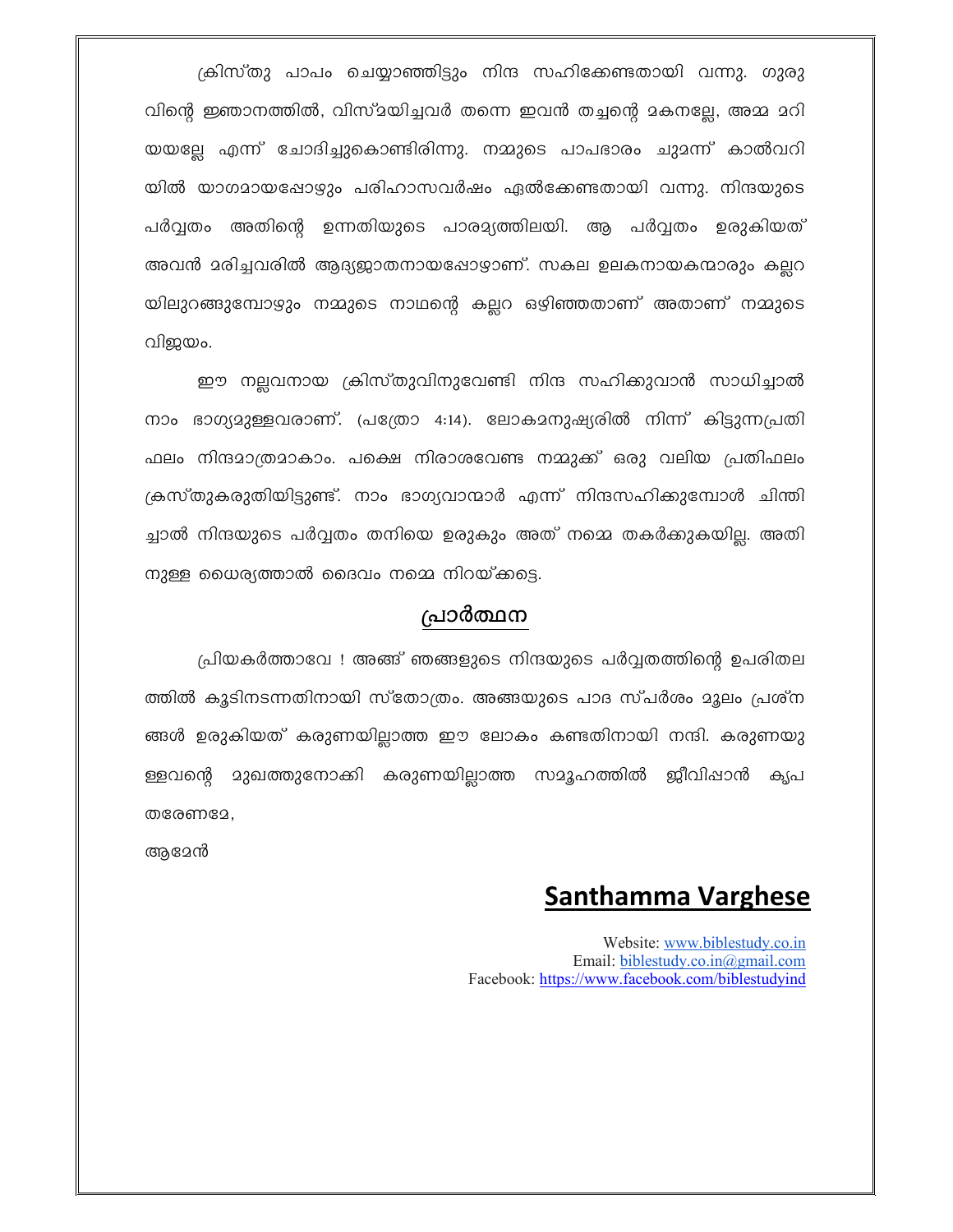ക്രിസ്തു പാപം ചെയ്യാഞ്ഞിട്ടും നിന്ദ സഹിക്കേണ്ടതായി വന്നു. ഗുരുവിന്റെ ജ്ഞാനത്തിൽ, വിസ്മയിച്ചവർ തന്നെ ഇവൻ തച്ചന്റെ മകനല്ലേ, അമ്മ മറിയയല്ലേ എന്ന് ചോദിച്ചുകൊണ്ടിരിന്നു. നമ്മുടെ പാപഭാരം ചുമന്ന് കാൽവറിയിൽ യാഗമായപ്പോഴും പരിഹാസവർഷം ഏൽക്കേണ്ടതായി വന്നു. നിന്ദയുടെ പർവ്വതം അതിന്റെ ഉന്നതിയുടെ പാരമ്യത്തിലയി. ആ പർവ്വതം ഉരുകിയത് അവൻ മരിച്ചവരിൽ ആദ്യജാതനായപ്പോഴാണ്. സകല ഉലകനായകന്മാരും കല്ലറയിലുറങ്ങുമ്പോഴും നമ്മുടെ നാഥന്റെ കല്ലറ ഒഴിഞ്ഞതാണ് അതാണ് നമ്മുടെ വിജയം.

ഈ നല്ലവനായ ക്രിസ്തുവിനുവേണ്ടി നിന്ദ സഹിക്കുവാൻ സാധിച്ചാൽ നാം ഭാഗ്യമുള്ളവരാണ്. (പത്രോ 4:14). ലോകമനുഷ്യരിൽ നിന്ന് കിട്ടുന്നപ്രതിഫലം നിന്ദമാത്രമാകാം. പക്ഷെ നിരാശവേണ്ട നമ്മുക്ക് ഒരു വലിയ പ്രതിഫലം ക്രസ്തുകരുതിയിട്ടുണ്ട്. നാം ഭാഗ്യവാന്മാർ എന്ന് നിന്ദസഹിക്കുമ്പോൾ ചിന്തിച്ചാൽ നിന്ദയുടെ പർവ്വതം തനിയെ ഉരുകും അത് നമ്മെ തകർക്കുകയില്ല. അതിനുള്ള ധൈര്യത്താൽ ദൈവം നമ്മെ നിറയ്ക്കട്ടെ.

## പ്രാർത്ഥന

പ്രിയകർത്താവേ ! അങ്ങ് ഞങ്ങളുടെ നിന്ദയുടെ പർവ്വതത്തിന്റെ ഉപരിതലത്തിൽ കൂടിനടന്നതിനായി സ്തോത്രം. അങ്ങയുടെ പാദ സ്പർശം മൂലം പ്രശ്നങ്ങൾ ഉരുകിയത് കരുണയില്ലാത്ത ഈ ലോകം കണ്ടതിനായി നന്ദി. കരുണയുള്ളവന്റെ മുഖത്തുനോക്കി കരുണയില്ലാത്ത സമൂഹത്തിൽ ജീവിപ്പാൻ കൃപ തരേണമേ,

ആമേൻ

**Santhamma Varghese**

Website: www.biblestudy.co.in
Email: biblestudy.co.in@gmail.com
Facebook: https://www.facebook.com/biblestudyind